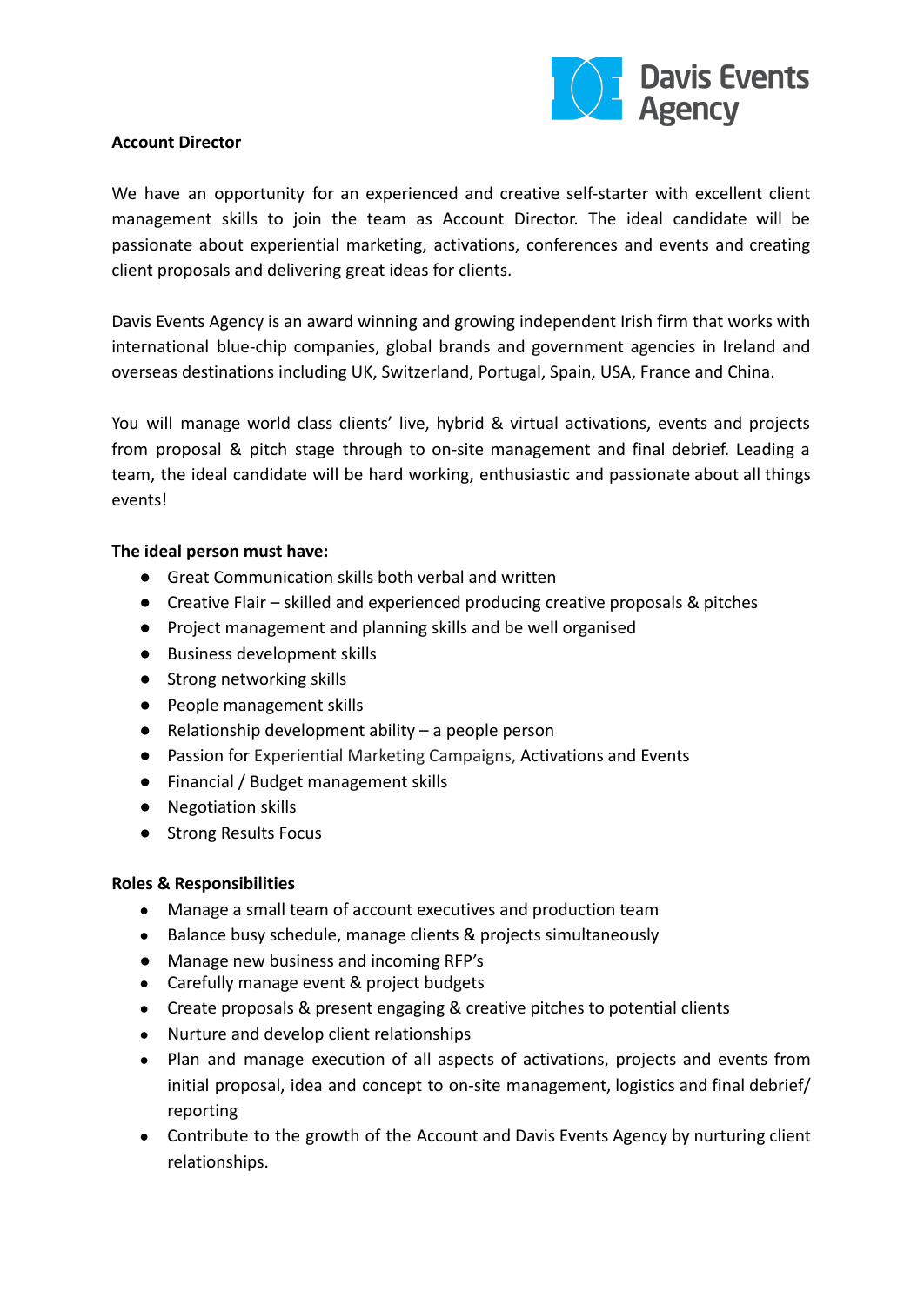Davis Events Agency

**Account Director**

We have an opportunity for an experienced and creative self-starter with excellent client management skills to join the team as Account Director. The ideal candidate will be passionate about experiential marketing, activations, conferences and events and creating client proposals and delivering great ideas for clients.

Davis Events Agency is an award winning and growing independent Irish firm that works with international blue-chip companies, global brands and government agencies in Ireland and overseas destinations including UK, Switzerland, Portugal, Spain, USA, France and China.

You will manage world class clients' live, hybrid & virtual activations, events and projects from proposal & pitch stage through to on-site management and final debrief. Leading a team, the ideal candidate will be hard working, enthusiastic and passionate about all things events!

**The ideal person must have:**

- Great Communication skills both verbal and written
- Creative Flair – skilled and experienced producing creative proposals & pitches
- Project management and planning skills and be well organised
- Business development skills
- Strong networking skills
- People management skills
- Relationship development ability – a people person
- Passion for Experiential Marketing Campaigns, Activations and Events
- Financial / Budget management skills
- Negotiation skills
- Strong Results Focus

**Roles & Responsibilities**

- Manage a small team of account executives and production team
- Balance busy schedule, manage clients & projects simultaneously
- Manage new business and incoming RFP's
- Carefully manage event & project budgets
- Create proposals & present engaging & creative pitches to potential clients
- Nurture and develop client relationships
- Plan and manage execution of all aspects of activations, projects and events from initial proposal, idea and concept to on-site management, logistics and final debrief/ reporting
- Contribute to the growth of the Account and Davis Events Agency by nurturing client relationships.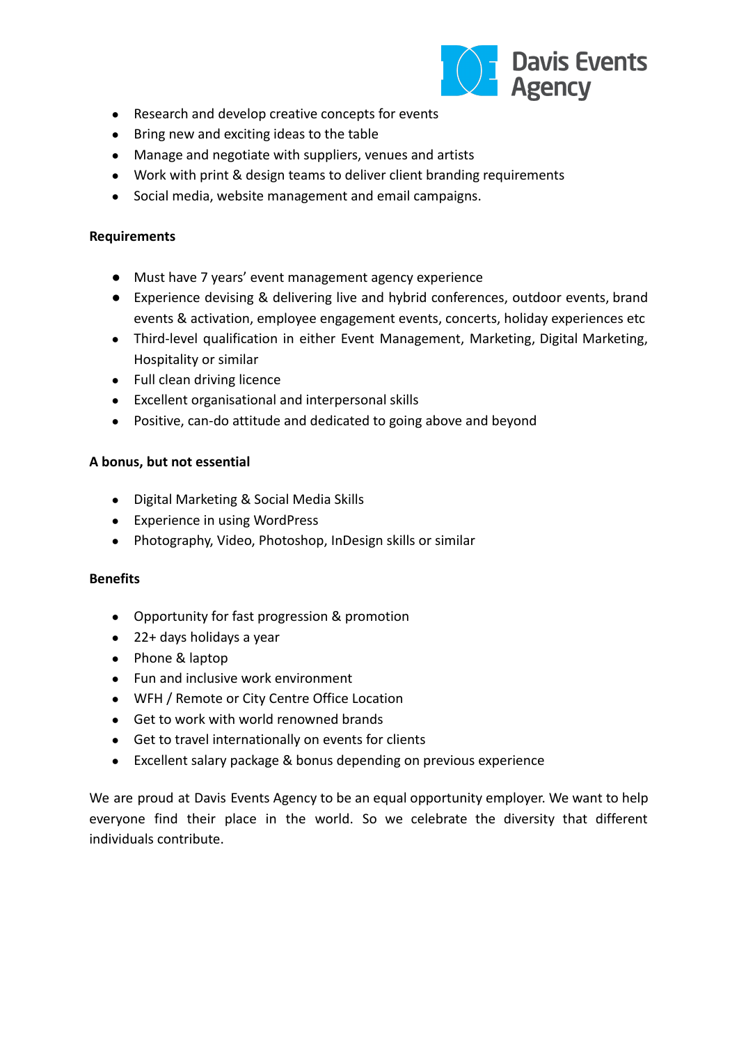- Research and develop creative concepts for events
- Bring new and exciting ideas to the table
- Manage and negotiate with suppliers, venues and artists
- Work with print & design teams to deliver client branding requirements
- Social media, website management and email campaigns.

**Requirements**

- Must have 7 years' event management agency experience
- Experience devising & delivering live and hybrid conferences, outdoor events, brand events & activation, employee engagement events, concerts, holiday experiences etc
- Third-level qualification in either Event Management, Marketing, Digital Marketing, Hospitality or similar
- Full clean driving licence
- Excellent organisational and interpersonal skills
- Positive, can-do attitude and dedicated to going above and beyond

**A bonus, but not essential**

- Digital Marketing & Social Media Skills
- Experience in using WordPress
- Photography, Video, Photoshop, InDesign skills or similar

**Benefits**

- Opportunity for fast progression & promotion
- 22+ days holidays a year
- Phone & laptop
- Fun and inclusive work environment
- WFH / Remote or City Centre Office Location
- Get to work with world renowned brands
- Get to travel internationally on events for clients
- Excellent salary package & bonus depending on previous experience

We are proud at Davis Events Agency to be an equal opportunity employer. We want to help everyone find their place in the world. So we celebrate the diversity that different individuals contribute.